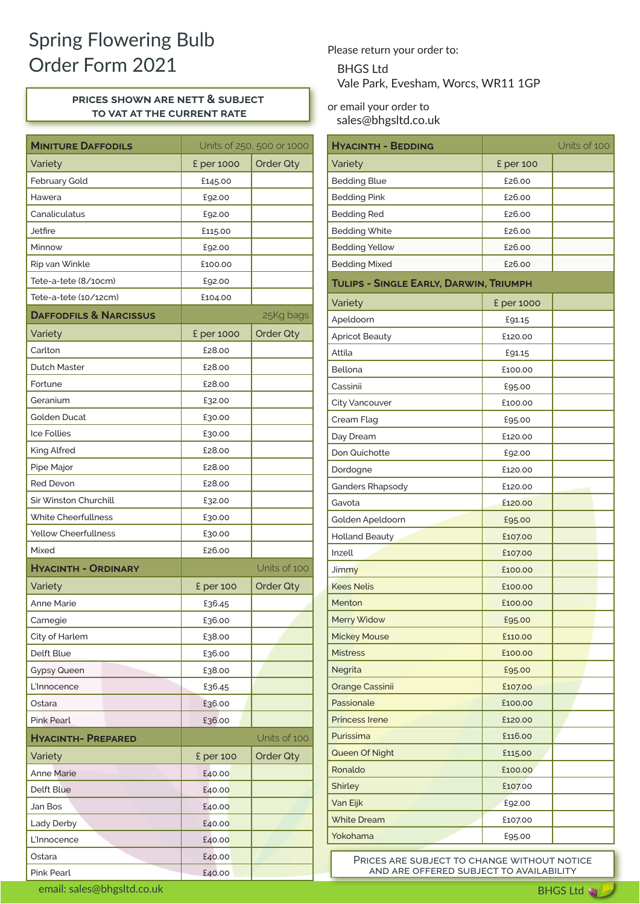# Spring Flowering Bulb Order Form 2021

**PRICES SHOWN ARE NETT & SUBJECT TO VAT AT THE CURRENT RATE**

Please return your order to:

BHGS Ltd
Vale Park, Evesham, Worcs, WR11 1GP

or email your order to
sales@bhgsltd.co.uk

| **Miniture Daffodils** | Units of 250, 500 or 1000 | |
|---|---|---|
| Variety | £ per 1000 | Order Qty |
| February Gold | £145.00 | |
| Hawera | £92.00 | |
| Canaliculatus | £92.00 | |
| Jetfire | £115.00 | |
| Minnow | £92.00 | |
| Rip van Winkle | £100.00 | |
| Tete-a-tete (8/10cm) | £92.00 | |
| Tete-a-tete (10/12cm) | £104.00 | |

| **Daffodils & Narcissus** | 25Kg bags | |
|---|---|---|
| Variety | £ per 1000 | Order Qty |
| Carlton | £28.00 | |
| Dutch Master | £28.00 | |
| Fortune | £28.00 | |
| Geranium | £32.00 | |
| Golden Ducat | £30.00 | |
| Ice Follies | £30.00 | |
| King Alfred | £28.00 | |
| Pipe Major | £28.00 | |
| Red Devon | £28.00 | |
| Sir Winston Churchill | £32.00 | |
| White Cheerfullness | £30.00 | |
| Yellow Cheerfullness | £30.00 | |
| Mixed | £26.00 | |

| **Hyacinth - Ordinary** | Units of 100 | |
|---|---|---|
| Variety | £ per 100 | Order Qty |
| Anne Marie | £36.45 | |
| Carnegie | £36.00 | |
| City of Harlem | £38.00 | |
| Delft Blue | £36.00 | |
| Gypsy Queen | £38.00 | |
| L'Innocence | £36.45 | |
| Ostara | £36.00 | |
| Pink Pearl | £36.00 | |

| **Hyacinth- Prepared** | Units of 100 | |
|---|---|---|
| Variety | £ per 100 | Order Qty |
| Anne Marie | £40.00 | |
| Delft Blue | £40.00 | |
| Jan Bos | £40.00 | |
| Lady Derby | £40.00 | |
| L'Innocence | £40.00 | |
| Ostara | £40.00 | |
| Pink Pearl | £40.00 | |

| **Hyacinth - Bedding** | | Units of 100 |
|---|---|---|
| Variety | £ per 100 | |
| Bedding Blue | £26.00 | |
| Bedding Pink | £26.00 | |
| Bedding Red | £26.00 | |
| Bedding White | £26.00 | |
| Bedding Yellow | £26.00 | |
| Bedding Mixed | £26.00 | |

| **Tulips - Single Early, Darwin, Triumph** | | |
|---|---|---|
| Variety | £ per 1000 | |
| Apeldoorn | £91.15 | |
| Apricot Beauty | £120.00 | |
| Attila | £91.15 | |
| Bellona | £100.00 | |
| Cassinii | £95.00 | |
| City Vancouver | £100.00 | |
| Cream Flag | £95.00 | |
| Day Dream | £120.00 | |
| Don Quichotte | £92.00 | |
| Dordogne | £120.00 | |
| Ganders Rhapsody | £120.00 | |
| Gavota | £120.00 | |
| Golden Apeldoorn | £95.00 | |
| Holland Beauty | £107.00 | |
| Inzell | £107.00 | |
| Jimmy | £100.00 | |
| Kees Nelis | £100.00 | |
| Menton | £100.00 | |
| Merry Widow | £95.00 | |
| Mickey Mouse | £110.00 | |
| Mistress | £100.00 | |
| Negrita | £95.00 | |
| Orange Cassinii | £107.00 | |
| Passionale | £100.00 | |
| Princess Irene | £120.00 | |
| Purissima | £116.00 | |
| Queen Of Night | £115.00 | |
| Ronaldo | £100.00 | |
| Shirley | £107.00 | |
| Van Eijk | £92.00 | |
| White Dream | £107.00 | |
| Yokohama | £95.00 | |

PRICES ARE SUBJECT TO CHANGE WITHOUT NOTICE AND ARE OFFERED SUBJECT TO AVAILABILITY

email: sales@bhgsltd.co.uk

BHGS Ltd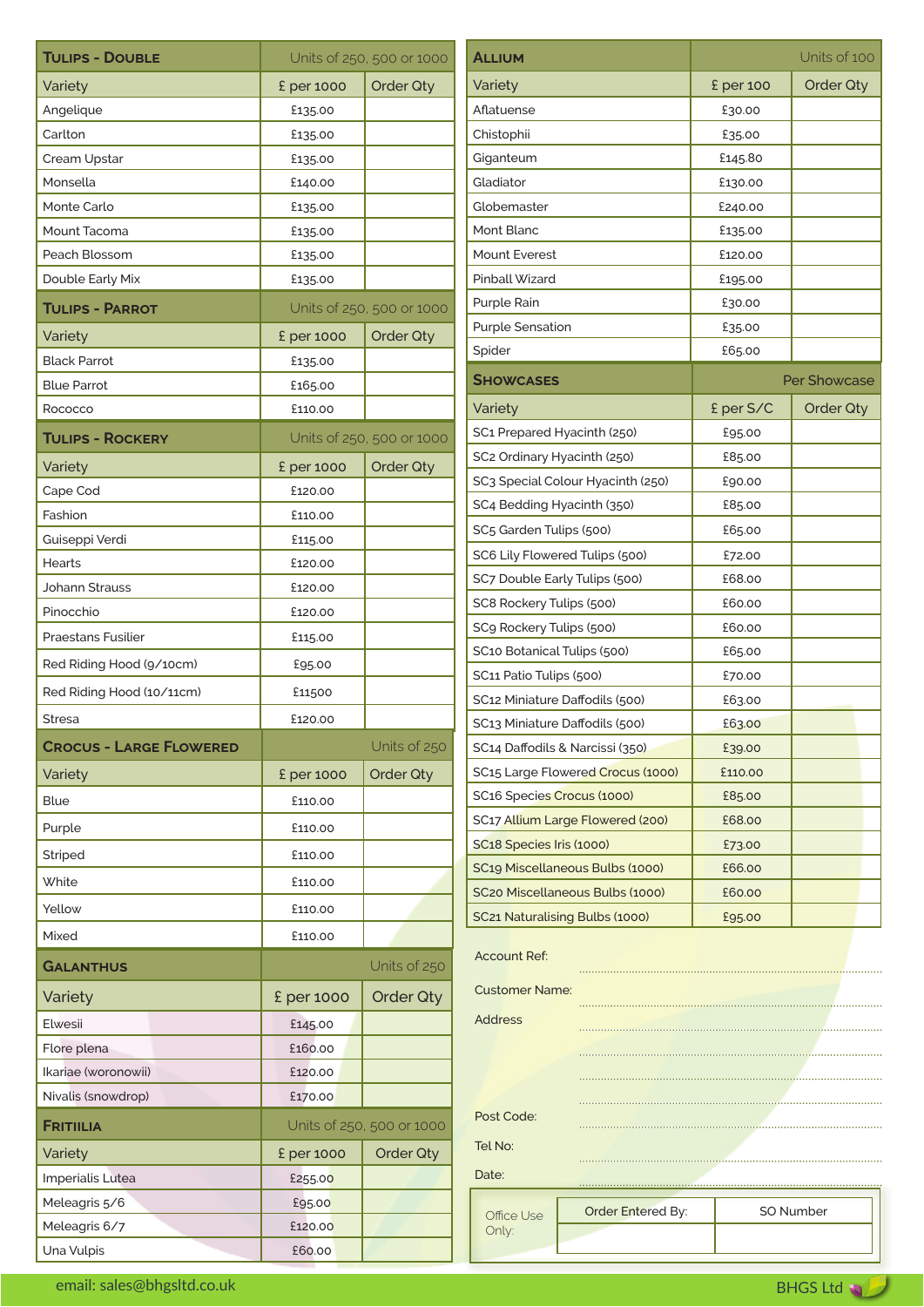## Tulips - Double

Units of 250, 500 or 1000

| Variety | £ per 1000 | Order Qty |
|---|---|---|
| Angelique | £135.00 | |
| Carlton | £135.00 | |
| Cream Upstar | £135.00 | |
| Monsella | £140.00 | |
| Monte Carlo | £135.00 | |
| Mount Tacoma | £135.00 | |
| Peach Blossom | £135.00 | |
| Double Early Mix | £135.00 | |

## Tulips - Parrot

Units of 250, 500 or 1000

| Variety | £ per 1000 | Order Qty |
|---|---|---|
| Black Parrot | £135.00 | |
| Blue Parrot | £165.00 | |
| Rococco | £110.00 | |

## Tulips - Rockery

Units of 250, 500 or 1000

| Variety | £ per 1000 | Order Qty |
|---|---|---|
| Cape Cod | £120.00 | |
| Fashion | £110.00 | |
| Guiseppi Verdi | £115.00 | |
| Hearts | £120.00 | |
| Johann Strauss | £120.00 | |
| Pinocchio | £120.00 | |
| Praestans Fusilier | £115.00 | |
| Red Riding Hood (9/10cm) | £95.00 | |
| Red Riding Hood (10/11cm) | £11500 | |
| Stresa | £120.00 | |

## Crocus - Large Flowered

Units of 250

| Variety | £ per 1000 | Order Qty |
|---|---|---|
| Blue | £110.00 | |
| Purple | £110.00 | |
| Striped | £110.00 | |
| White | £110.00 | |
| Yellow | £110.00 | |
| Mixed | £110.00 | |

## Galanthus

Units of 250

| Variety | £ per 1000 | Order Qty |
|---|---|---|
| Elwesii | £145.00 | |
| Flore plena | £160.00 | |
| Ikariae (woronowii) | £120.00 | |
| Nivalis (snowdrop) | £170.00 | |

## Fritiilia

Units of 250, 500 or 1000

| Variety | £ per 1000 | Order Qty |
|---|---|---|
| Imperialis Lutea | £255.00 | |
| Meleagris 5/6 | £95.00 | |
| Meleagris 6/7 | £120.00 | |
| Una Vulpis | £60.00 | |

## Allium

Units of 100

| Variety | £ per 100 | Order Qty |
|---|---|---|
| Aflatuense | £30.00 | |
| Chistophii | £35.00 | |
| Giganteum | £145.80 | |
| Gladiator | £130.00 | |
| Globemaster | £240.00 | |
| Mont Blanc | £135.00 | |
| Mount Everest | £120.00 | |
| Pinball Wizard | £195.00 | |
| Purple Rain | £30.00 | |
| Purple Sensation | £35.00 | |
| Spider | £65.00 | |

## Showcases

Per Showcase

| Variety | £ per S/C | Order Qty |
|---|---|---|
| SC1 Prepared Hyacinth (250) | £95.00 | |
| SC2 Ordinary Hyacinth (250) | £85.00 | |
| SC3 Special Colour Hyacinth (250) | £90.00 | |
| SC4 Bedding Hyacinth (350) | £85.00 | |
| SC5 Garden Tulips (500) | £65.00 | |
| SC6 Lily Flowered Tulips (500) | £72.00 | |
| SC7 Double Early Tulips (500) | £68.00 | |
| SC8 Rockery Tulips (500) | £60.00 | |
| SC9 Rockery Tulips (500) | £60.00 | |
| SC10 Botanical Tulips (500) | £65.00 | |
| SC11 Patio Tulips (500) | £70.00 | |
| SC12 Miniature Daffodils (500) | £63.00 | |
| SC13 Miniature Daffodils (500) | £63.00 | |
| SC14 Daffodils & Narcissi (350) | £39.00 | |
| SC15 Large Flowered Crocus (1000) | £110.00 | |
| SC16 Species Crocus (1000) | £85.00 | |
| SC17 Allium Large Flowered (200) | £68.00 | |
| SC18 Species Iris (1000) | £73.00 | |
| SC19 Miscellaneous Bulbs (1000) | £66.00 | |
| SC20 Miscellaneous Bulbs (1000) | £60.00 | |
| SC21 Naturalising Bulbs (1000) | £95.00 | |

Account Ref: ..........................................

Customer Name: ..........................................

Address ..........................................

..........................................

..........................................

..........................................

Post Code: ..........................................

Tel No: ..........................................

Date: ..........................................

| Office Use Only: | Order Entered By: | SO Number |
|---|---|---|
| | | |

email: sales@bhgsltd.co.uk

BHGS Ltd